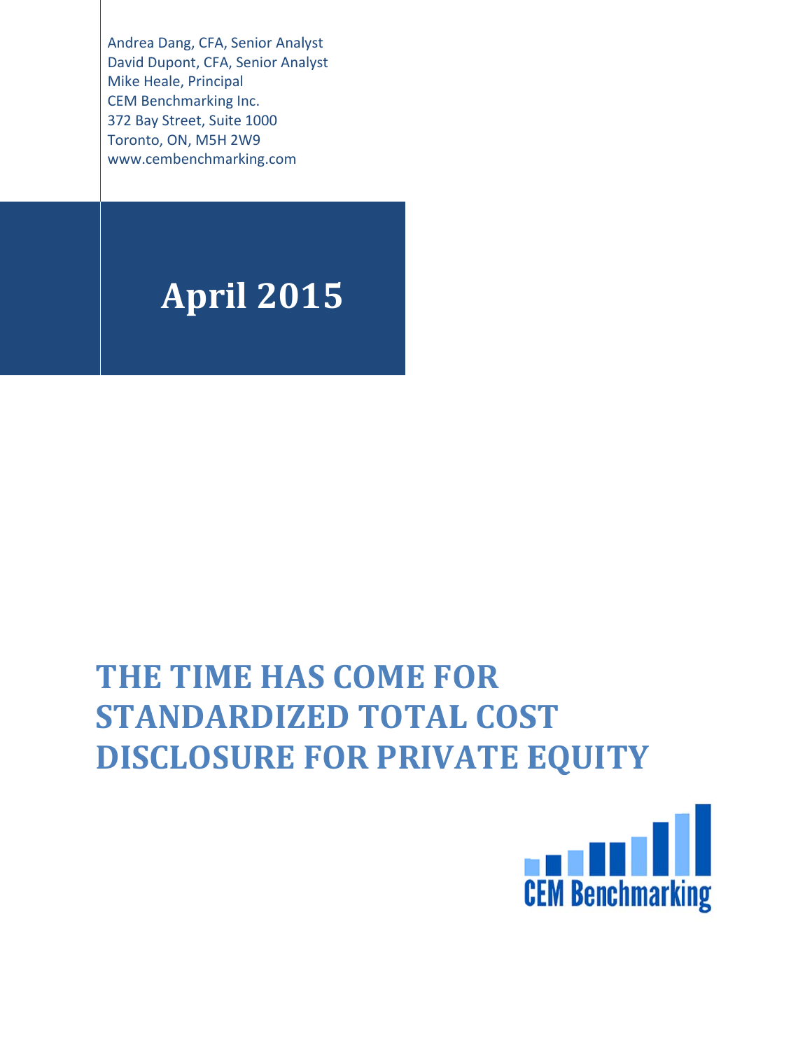Andrea Dang, CFA, Senior Analyst
David Dupont, CFA, Senior Analyst
Mike Heale, Principal
CEM Benchmarking Inc.
372 Bay Street, Suite 1000
Toronto, ON, M5H 2W9
www.cembenchmarking.com

**April 2015**

# THE TIME HAS COME FOR STANDARDIZED TOTAL COST DISCLOSURE FOR PRIVATE EQUITY

CEM Benchmarking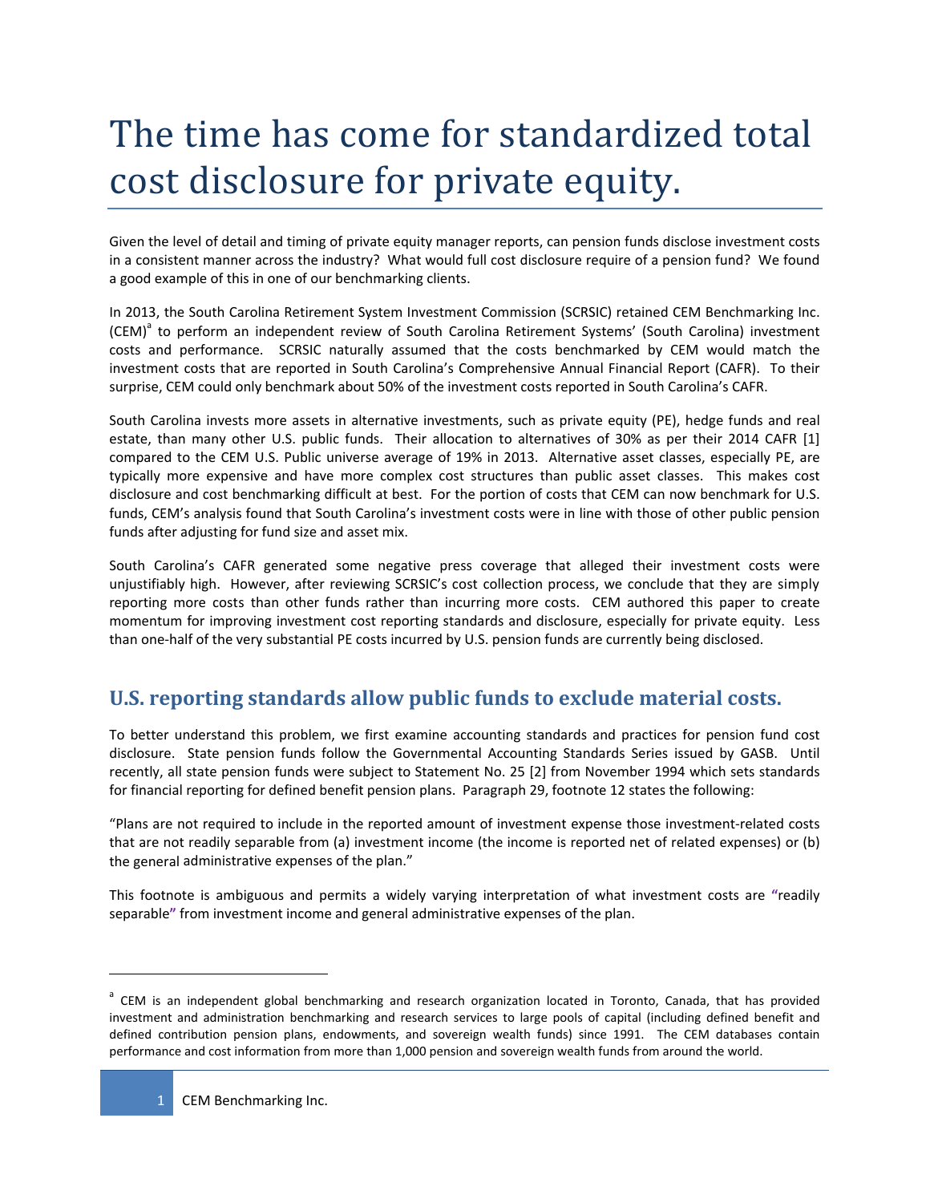# The time has come for standardized total cost disclosure for private equity.

Given the level of detail and timing of private equity manager reports, can pension funds disclose investment costs in a consistent manner across the industry? What would full cost disclosure require of a pension fund? We found a good example of this in one of our benchmarking clients.

In 2013, the South Carolina Retirement System Investment Commission (SCRSIC) retained CEM Benchmarking Inc. (CEM)[a] to perform an independent review of South Carolina Retirement Systems' (South Carolina) investment costs and performance. SCRSIC naturally assumed that the costs benchmarked by CEM would match the investment costs that are reported in South Carolina's Comprehensive Annual Financial Report (CAFR). To their surprise, CEM could only benchmark about 50% of the investment costs reported in South Carolina's CAFR.

South Carolina invests more assets in alternative investments, such as private equity (PE), hedge funds and real estate, than many other U.S. public funds. Their allocation to alternatives of 30% as per their 2014 CAFR [1] compared to the CEM U.S. Public universe average of 19% in 2013. Alternative asset classes, especially PE, are typically more expensive and have more complex cost structures than public asset classes. This makes cost disclosure and cost benchmarking difficult at best. For the portion of costs that CEM can now benchmark for U.S. funds, CEM's analysis found that South Carolina's investment costs were in line with those of other public pension funds after adjusting for fund size and asset mix.

South Carolina's CAFR generated some negative press coverage that alleged their investment costs were unjustifiably high. However, after reviewing SCRSIC's cost collection process, we conclude that they are simply reporting more costs than other funds rather than incurring more costs. CEM authored this paper to create momentum for improving investment cost reporting standards and disclosure, especially for private equity. Less than one-half of the very substantial PE costs incurred by U.S. pension funds are currently being disclosed.

## U.S. reporting standards allow public funds to exclude material costs.

To better understand this problem, we first examine accounting standards and practices for pension fund cost disclosure. State pension funds follow the Governmental Accounting Standards Series issued by GASB. Until recently, all state pension funds were subject to Statement No. 25 [2] from November 1994 which sets standards for financial reporting for defined benefit pension plans. Paragraph 29, footnote 12 states the following:

"Plans are not required to include in the reported amount of investment expense those investment-related costs that are not readily separable from (a) investment income (the income is reported net of related expenses) or (b) the general administrative expenses of the plan."

This footnote is ambiguous and permits a widely varying interpretation of what investment costs are "readily separable" from investment income and general administrative expenses of the plan.

---

[a] CEM is an independent global benchmarking and research organization located in Toronto, Canada, that has provided investment and administration benchmarking and research services to large pools of capital (including defined benefit and defined contribution pension plans, endowments, and sovereign wealth funds) since 1991. The CEM databases contain performance and cost information from more than 1,000 pension and sovereign wealth funds from around the world.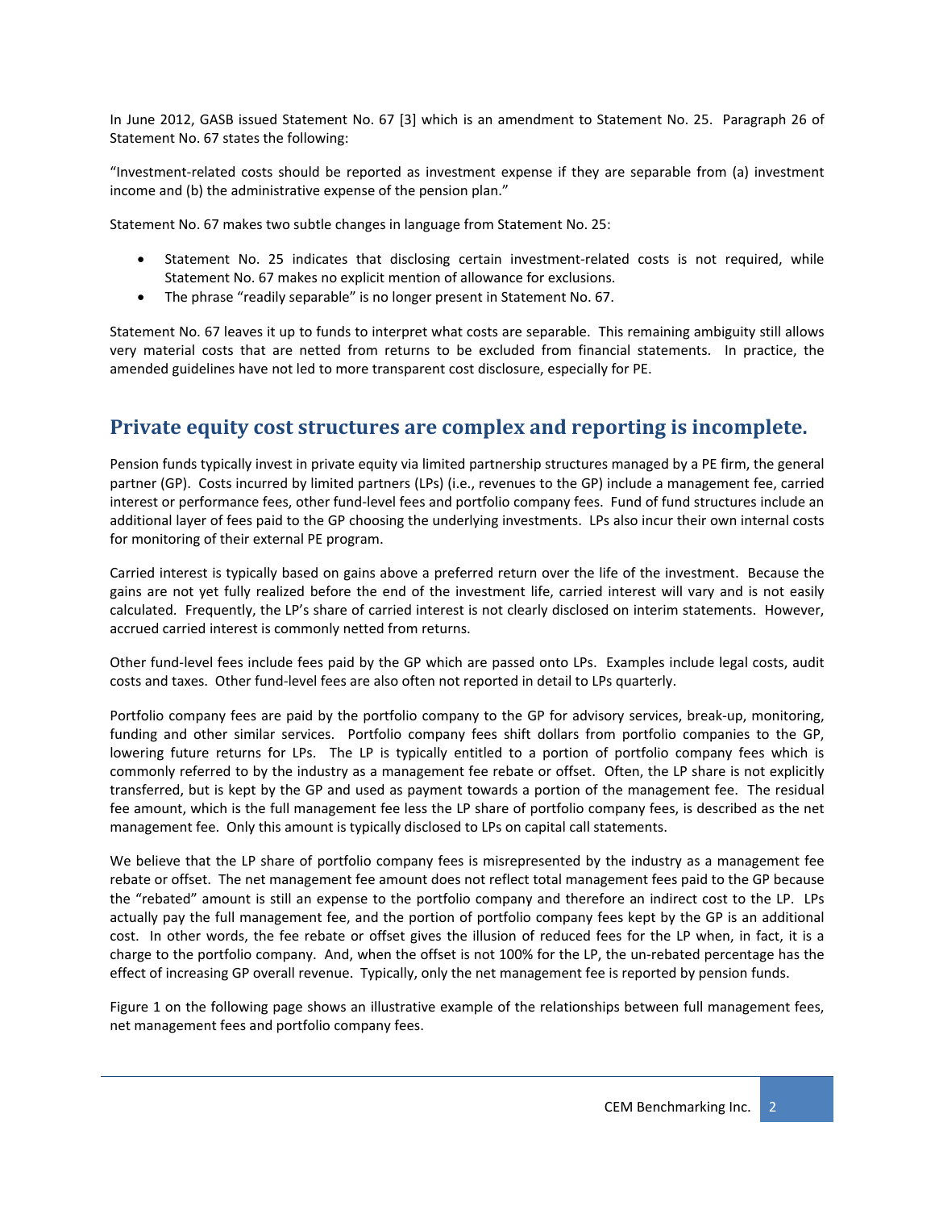In June 2012, GASB issued Statement No. 67 [3] which is an amendment to Statement No. 25. Paragraph 26 of Statement No. 67 states the following:

"Investment-related costs should be reported as investment expense if they are separable from (a) investment income and (b) the administrative expense of the pension plan."

Statement No. 67 makes two subtle changes in language from Statement No. 25:

- Statement No. 25 indicates that disclosing certain investment-related costs is not required, while Statement No. 67 makes no explicit mention of allowance for exclusions.
- The phrase "readily separable" is no longer present in Statement No. 67.

Statement No. 67 leaves it up to funds to interpret what costs are separable. This remaining ambiguity still allows very material costs that are netted from returns to be excluded from financial statements. In practice, the amended guidelines have not led to more transparent cost disclosure, especially for PE.

## Private equity cost structures are complex and reporting is incomplete.

Pension funds typically invest in private equity via limited partnership structures managed by a PE firm, the general partner (GP). Costs incurred by limited partners (LPs) (i.e., revenues to the GP) include a management fee, carried interest or performance fees, other fund-level fees and portfolio company fees. Fund of fund structures include an additional layer of fees paid to the GP choosing the underlying investments. LPs also incur their own internal costs for monitoring of their external PE program.

Carried interest is typically based on gains above a preferred return over the life of the investment. Because the gains are not yet fully realized before the end of the investment life, carried interest will vary and is not easily calculated. Frequently, the LP's share of carried interest is not clearly disclosed on interim statements. However, accrued carried interest is commonly netted from returns.

Other fund-level fees include fees paid by the GP which are passed onto LPs. Examples include legal costs, audit costs and taxes. Other fund-level fees are also often not reported in detail to LPs quarterly.

Portfolio company fees are paid by the portfolio company to the GP for advisory services, break-up, monitoring, funding and other similar services. Portfolio company fees shift dollars from portfolio companies to the GP, lowering future returns for LPs. The LP is typically entitled to a portion of portfolio company fees which is commonly referred to by the industry as a management fee rebate or offset. Often, the LP share is not explicitly transferred, but is kept by the GP and used as payment towards a portion of the management fee. The residual fee amount, which is the full management fee less the LP share of portfolio company fees, is described as the net management fee. Only this amount is typically disclosed to LPs on capital call statements.

We believe that the LP share of portfolio company fees is misrepresented by the industry as a management fee rebate or offset. The net management fee amount does not reflect total management fees paid to the GP because the "rebated" amount is still an expense to the portfolio company and therefore an indirect cost to the LP. LPs actually pay the full management fee, and the portion of portfolio company fees kept by the GP is an additional cost. In other words, the fee rebate or offset gives the illusion of reduced fees for the LP when, in fact, it is a charge to the portfolio company. And, when the offset is not 100% for the LP, the un-rebated percentage has the effect of increasing GP overall revenue. Typically, only the net management fee is reported by pension funds.

Figure 1 on the following page shows an illustrative example of the relationships between full management fees, net management fees and portfolio company fees.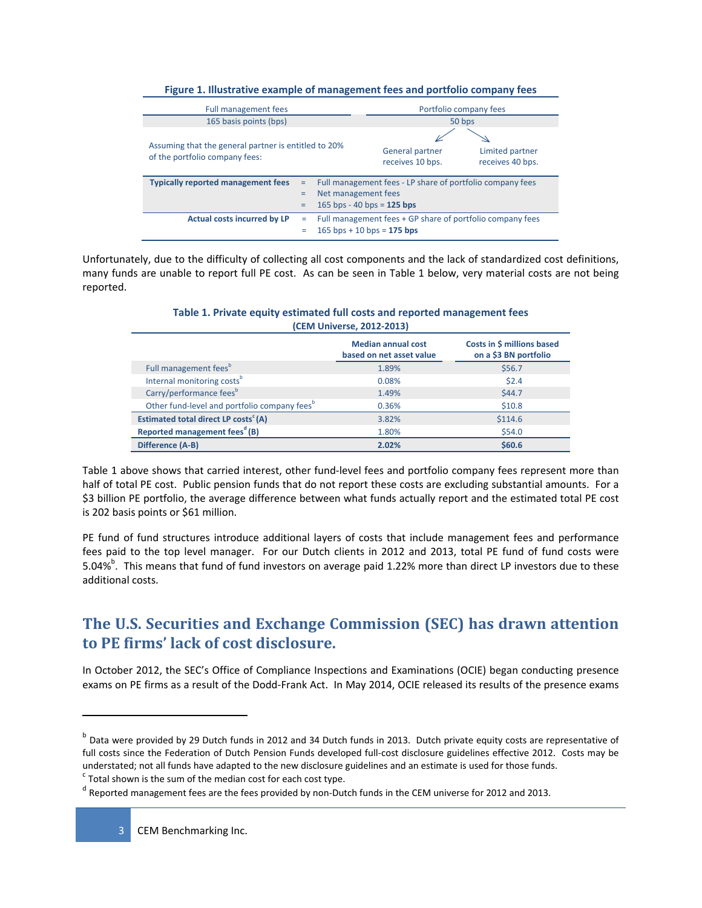**Figure 1. Illustrative example of management fees and portfolio company fees**

| Full management fees | Portfolio company fees | |
|---|---|---|
| 165 basis points (bps) | 50 bps | |
| Assuming that the general partner is entitled to 20% of the portfolio company fees: | General partner receives 10 bps. | Limited partner receives 40 bps. |

| | | |
|---|---|---|
| **Typically reported management fees** | = | Full management fees - LP share of portfolio company fees |
| | = | Net management fees |
| | = | 165 bps - 40 bps = **125 bps** |
| **Actual costs incurred by LP** | = | Full management fees + GP share of portfolio company fees |
| | = | 165 bps + 10 bps = **175 bps** |

Unfortunately, due to the difficulty of collecting all cost components and the lack of standardized cost definitions, many funds are unable to report full PE cost. As can be seen in Table 1 below, very material costs are not being reported.

**Table 1. Private equity estimated full costs and reported management fees (CEM Universe, 2012-2013)**

| | Median annual cost based on net asset value | Costs in $ millions based on a $3 BN portfolio |
|---|---|---|
| Full management fees[b] | 1.89% | $56.7 |
| Internal monitoring costs[b] | 0.08% | $2.4 |
| Carry/performance fees[b] | 1.49% | $44.7 |
| Other fund-level and portfolio company fees[b] | 0.36% | $10.8 |
| **Estimated total direct LP costs[c] (A)** | 3.82% | $114.6 |
| **Reported management fees[d] (B)** | 1.80% | $54.0 |
| **Difference (A-B)** | **2.02%** | **$60.6** |

Table 1 above shows that carried interest, other fund-level fees and portfolio company fees represent more than half of total PE cost. Public pension funds that do not report these costs are excluding substantial amounts. For a $3 billion PE portfolio, the average difference between what funds actually report and the estimated total PE cost is 202 basis points or $61 million.

PE fund of fund structures introduce additional layers of costs that include management fees and performance fees paid to the top level manager. For our Dutch clients in 2012 and 2013, total PE fund of fund costs were 5.04%[b]. This means that fund of fund investors on average paid 1.22% more than direct LP investors due to these additional costs.

## The U.S. Securities and Exchange Commission (SEC) has drawn attention to PE firms' lack of cost disclosure.

In October 2012, the SEC's Office of Compliance Inspections and Examinations (OCIE) began conducting presence exams on PE firms as a result of the Dodd-Frank Act. In May 2014, OCIE released its results of the presence exams

---

[b] Data were provided by 29 Dutch funds in 2012 and 34 Dutch funds in 2013. Dutch private equity costs are representative of full costs since the Federation of Dutch Pension Funds developed full-cost disclosure guidelines effective 2012. Costs may be understated; not all funds have adapted to the new disclosure guidelines and an estimate is used for those funds.

[c] Total shown is the sum of the median cost for each cost type.

[d] Reported management fees are the fees provided by non-Dutch funds in the CEM universe for 2012 and 2013.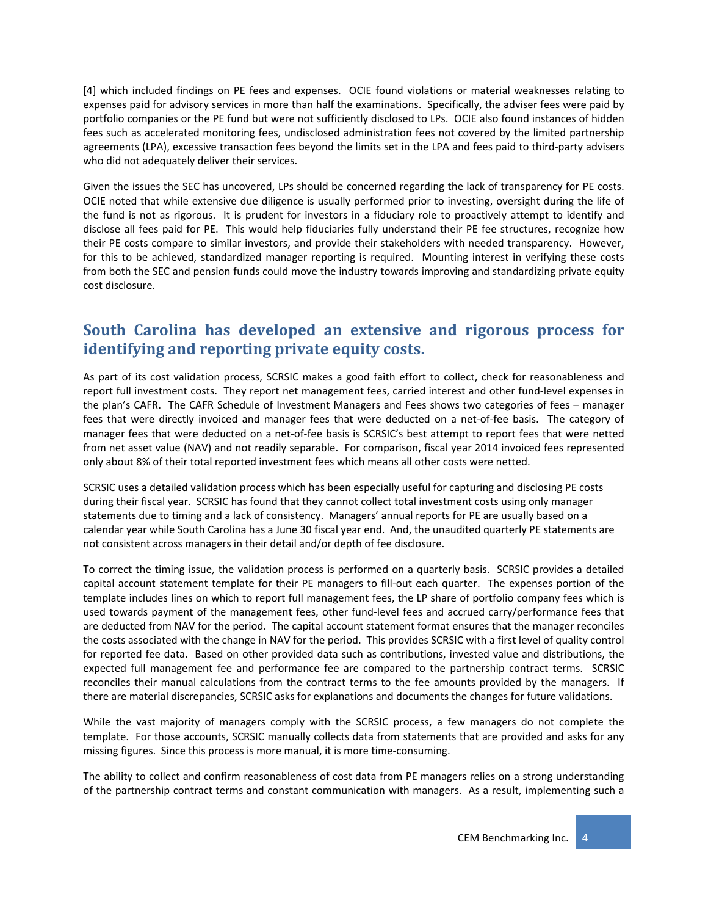[4] which included findings on PE fees and expenses. OCIE found violations or material weaknesses relating to expenses paid for advisory services in more than half the examinations. Specifically, the adviser fees were paid by portfolio companies or the PE fund but were not sufficiently disclosed to LPs. OCIE also found instances of hidden fees such as accelerated monitoring fees, undisclosed administration fees not covered by the limited partnership agreements (LPA), excessive transaction fees beyond the limits set in the LPA and fees paid to third-party advisers who did not adequately deliver their services.

Given the issues the SEC has uncovered, LPs should be concerned regarding the lack of transparency for PE costs. OCIE noted that while extensive due diligence is usually performed prior to investing, oversight during the life of the fund is not as rigorous. It is prudent for investors in a fiduciary role to proactively attempt to identify and disclose all fees paid for PE. This would help fiduciaries fully understand their PE fee structures, recognize how their PE costs compare to similar investors, and provide their stakeholders with needed transparency. However, for this to be achieved, standardized manager reporting is required. Mounting interest in verifying these costs from both the SEC and pension funds could move the industry towards improving and standardizing private equity cost disclosure.

## South Carolina has developed an extensive and rigorous process for identifying and reporting private equity costs.

As part of its cost validation process, SCRSIC makes a good faith effort to collect, check for reasonableness and report full investment costs. They report net management fees, carried interest and other fund-level expenses in the plan's CAFR. The CAFR Schedule of Investment Managers and Fees shows two categories of fees – manager fees that were directly invoiced and manager fees that were deducted on a net-of-fee basis. The category of manager fees that were deducted on a net-of-fee basis is SCRSIC's best attempt to report fees that were netted from net asset value (NAV) and not readily separable. For comparison, fiscal year 2014 invoiced fees represented only about 8% of their total reported investment fees which means all other costs were netted.

SCRSIC uses a detailed validation process which has been especially useful for capturing and disclosing PE costs during their fiscal year. SCRSIC has found that they cannot collect total investment costs using only manager statements due to timing and a lack of consistency. Managers' annual reports for PE are usually based on a calendar year while South Carolina has a June 30 fiscal year end. And, the unaudited quarterly PE statements are not consistent across managers in their detail and/or depth of fee disclosure.

To correct the timing issue, the validation process is performed on a quarterly basis. SCRSIC provides a detailed capital account statement template for their PE managers to fill-out each quarter. The expenses portion of the template includes lines on which to report full management fees, the LP share of portfolio company fees which is used towards payment of the management fees, other fund-level fees and accrued carry/performance fees that are deducted from NAV for the period. The capital account statement format ensures that the manager reconciles the costs associated with the change in NAV for the period. This provides SCRSIC with a first level of quality control for reported fee data. Based on other provided data such as contributions, invested value and distributions, the expected full management fee and performance fee are compared to the partnership contract terms. SCRSIC reconciles their manual calculations from the contract terms to the fee amounts provided by the managers. If there are material discrepancies, SCRSIC asks for explanations and documents the changes for future validations.

While the vast majority of managers comply with the SCRSIC process, a few managers do not complete the template. For those accounts, SCRSIC manually collects data from statements that are provided and asks for any missing figures. Since this process is more manual, it is more time-consuming.

The ability to collect and confirm reasonableness of cost data from PE managers relies on a strong understanding of the partnership contract terms and constant communication with managers. As a result, implementing such a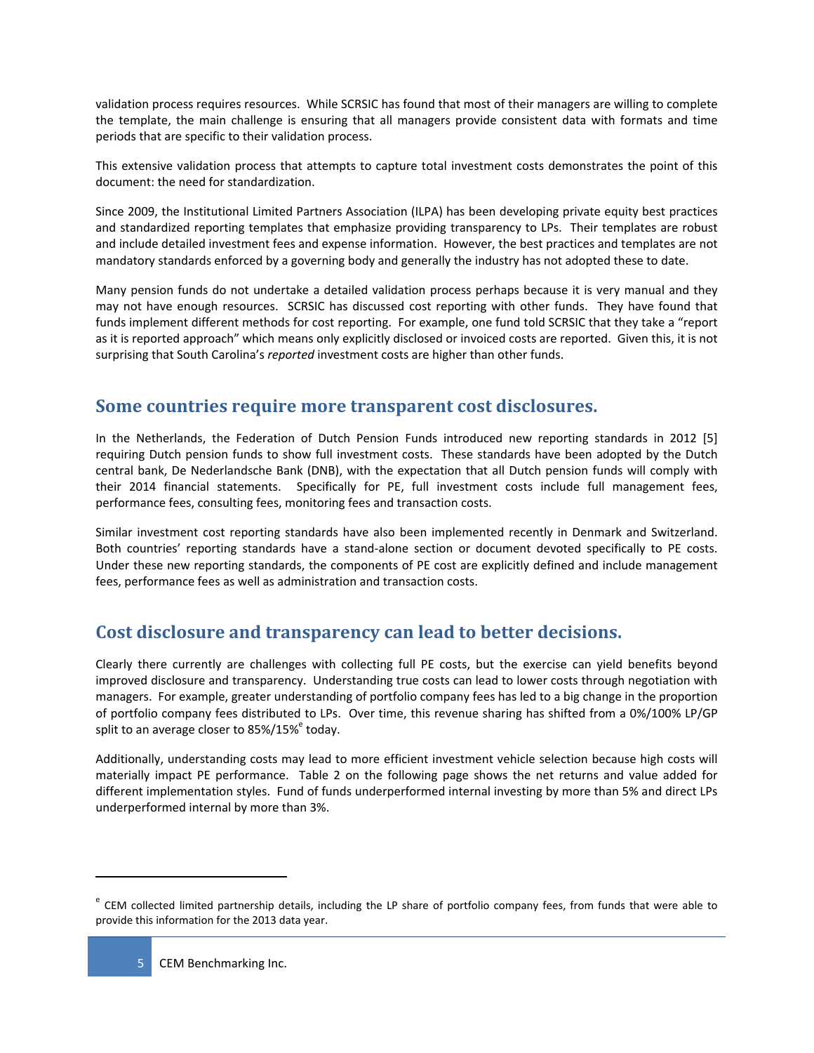validation process requires resources. While SCRSIC has found that most of their managers are willing to complete the template, the main challenge is ensuring that all managers provide consistent data with formats and time periods that are specific to their validation process.

This extensive validation process that attempts to capture total investment costs demonstrates the point of this document: the need for standardization.

Since 2009, the Institutional Limited Partners Association (ILPA) has been developing private equity best practices and standardized reporting templates that emphasize providing transparency to LPs. Their templates are robust and include detailed investment fees and expense information. However, the best practices and templates are not mandatory standards enforced by a governing body and generally the industry has not adopted these to date.

Many pension funds do not undertake a detailed validation process perhaps because it is very manual and they may not have enough resources. SCRSIC has discussed cost reporting with other funds. They have found that funds implement different methods for cost reporting. For example, one fund told SCRSIC that they take a "report as it is reported approach" which means only explicitly disclosed or invoiced costs are reported. Given this, it is not surprising that South Carolina's *reported* investment costs are higher than other funds.

## Some countries require more transparent cost disclosures.

In the Netherlands, the Federation of Dutch Pension Funds introduced new reporting standards in 2012 [5] requiring Dutch pension funds to show full investment costs. These standards have been adopted by the Dutch central bank, De Nederlandsche Bank (DNB), with the expectation that all Dutch pension funds will comply with their 2014 financial statements. Specifically for PE, full investment costs include full management fees, performance fees, consulting fees, monitoring fees and transaction costs.

Similar investment cost reporting standards have also been implemented recently in Denmark and Switzerland. Both countries' reporting standards have a stand-alone section or document devoted specifically to PE costs. Under these new reporting standards, the components of PE cost are explicitly defined and include management fees, performance fees as well as administration and transaction costs.

## Cost disclosure and transparency can lead to better decisions.

Clearly there currently are challenges with collecting full PE costs, but the exercise can yield benefits beyond improved disclosure and transparency. Understanding true costs can lead to lower costs through negotiation with managers. For example, greater understanding of portfolio company fees has led to a big change in the proportion of portfolio company fees distributed to LPs. Over time, this revenue sharing has shifted from a 0%/100% LP/GP split to an average closer to 85%/15%[e] today.

Additionally, understanding costs may lead to more efficient investment vehicle selection because high costs will materially impact PE performance. Table 2 on the following page shows the net returns and value added for different implementation styles. Fund of funds underperformed internal investing by more than 5% and direct LPs underperformed internal by more than 3%.

---

[e] CEM collected limited partnership details, including the LP share of portfolio company fees, from funds that were able to provide this information for the 2013 data year.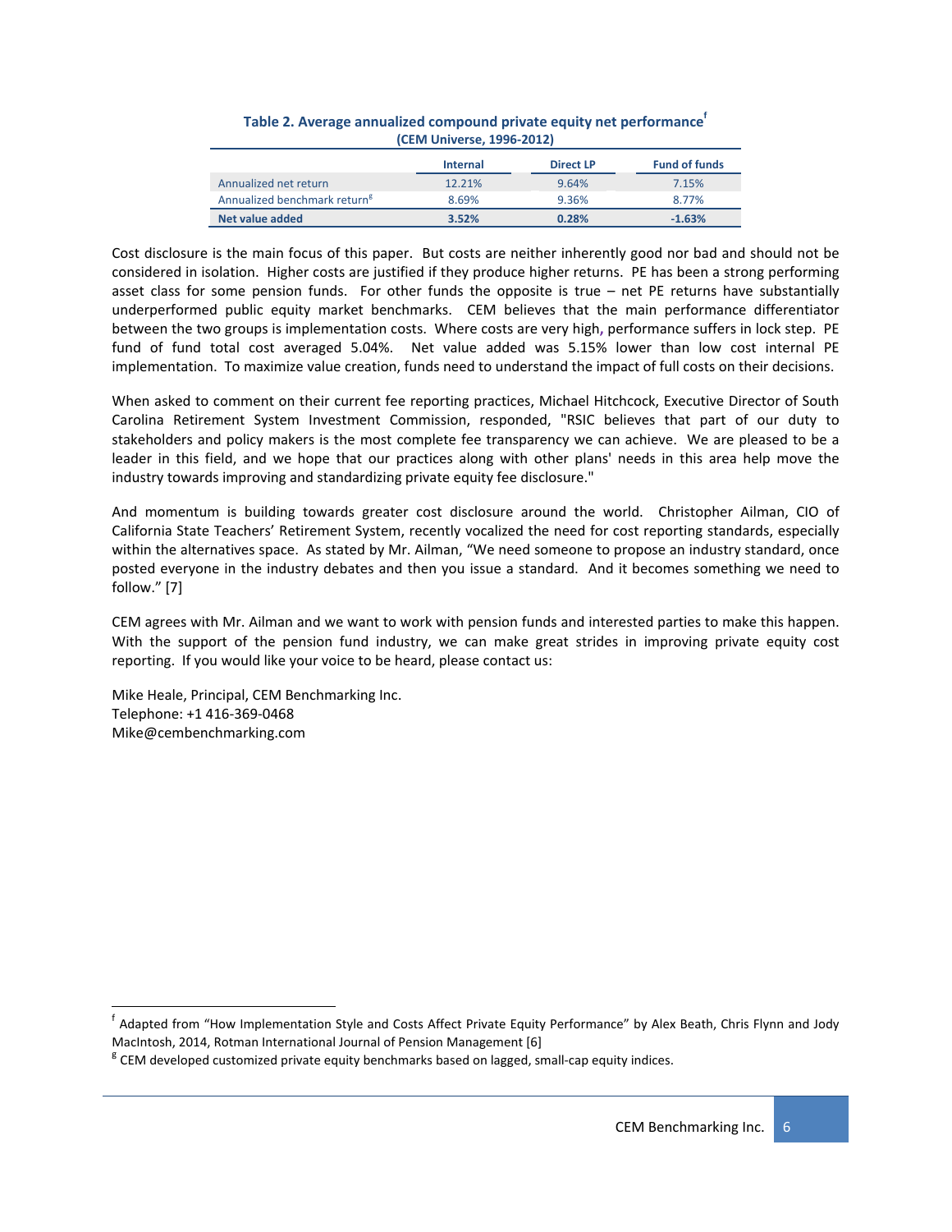**Table 2. Average annualized compound private equity net performance[f]**
**(CEM Universe, 1996-2012)**

| | Internal | Direct LP | Fund of funds |
|---|---|---|---|
| Annualized net return | 12.21% | 9.64% | 7.15% |
| Annualized benchmark return[g] | 8.69% | 9.36% | 8.77% |
| **Net value added** | **3.52%** | **0.28%** | **-1.63%** |

Cost disclosure is the main focus of this paper. But costs are neither inherently good nor bad and should not be considered in isolation. Higher costs are justified if they produce higher returns. PE has been a strong performing asset class for some pension funds. For other funds the opposite is true – net PE returns have substantially underperformed public equity market benchmarks. CEM believes that the main performance differentiator between the two groups is implementation costs. Where costs are very high, performance suffers in lock step. PE fund of fund total cost averaged 5.04%. Net value added was 5.15% lower than low cost internal PE implementation. To maximize value creation, funds need to understand the impact of full costs on their decisions.

When asked to comment on their current fee reporting practices, Michael Hitchcock, Executive Director of South Carolina Retirement System Investment Commission, responded, "RSIC believes that part of our duty to stakeholders and policy makers is the most complete fee transparency we can achieve. We are pleased to be a leader in this field, and we hope that our practices along with other plans' needs in this area help move the industry towards improving and standardizing private equity fee disclosure."

And momentum is building towards greater cost disclosure around the world. Christopher Ailman, CIO of California State Teachers' Retirement System, recently vocalized the need for cost reporting standards, especially within the alternatives space. As stated by Mr. Ailman, "We need someone to propose an industry standard, once posted everyone in the industry debates and then you issue a standard. And it becomes something we need to follow." [7]

CEM agrees with Mr. Ailman and we want to work with pension funds and interested parties to make this happen. With the support of the pension fund industry, we can make great strides in improving private equity cost reporting. If you would like your voice to be heard, please contact us:

Mike Heale, Principal, CEM Benchmarking Inc.
Telephone: +1 416-369-0468
Mike@cembenchmarking.com

---

[f] Adapted from "How Implementation Style and Costs Affect Private Equity Performance" by Alex Beath, Chris Flynn and Jody MacIntosh, 2014, Rotman International Journal of Pension Management [6]

[g] CEM developed customized private equity benchmarks based on lagged, small-cap equity indices.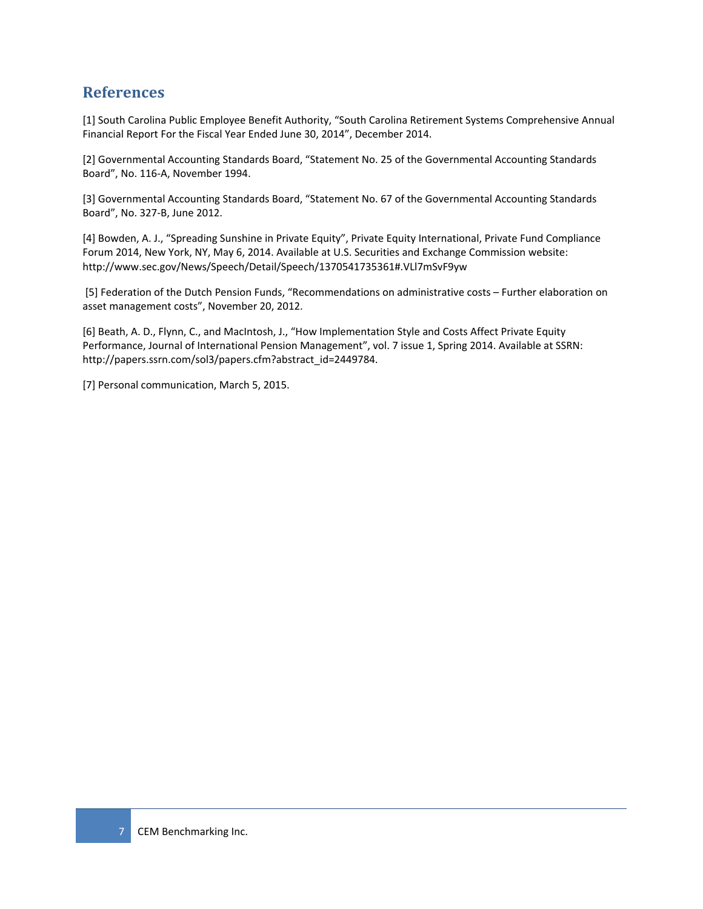## References

[1] South Carolina Public Employee Benefit Authority, “South Carolina Retirement Systems Comprehensive Annual Financial Report For the Fiscal Year Ended June 30, 2014”, December 2014.

[2] Governmental Accounting Standards Board, “Statement No. 25 of the Governmental Accounting Standards Board”, No. 116-A, November 1994.

[3] Governmental Accounting Standards Board, “Statement No. 67 of the Governmental Accounting Standards Board”, No. 327-B, June 2012.

[4] Bowden, A. J., “Spreading Sunshine in Private Equity”, Private Equity International, Private Fund Compliance Forum 2014, New York, NY, May 6, 2014. Available at U.S. Securities and Exchange Commission website: http://www.sec.gov/News/Speech/Detail/Speech/1370541735361#.VLl7mSvF9yw

[5] Federation of the Dutch Pension Funds, “Recommendations on administrative costs – Further elaboration on asset management costs”, November 20, 2012.

[6] Beath, A. D., Flynn, C., and MacIntosh, J., “How Implementation Style and Costs Affect Private Equity Performance, Journal of International Pension Management”, vol. 7 issue 1, Spring 2014. Available at SSRN: http://papers.ssrn.com/sol3/papers.cfm?abstract_id=2449784.

[7] Personal communication, March 5, 2015.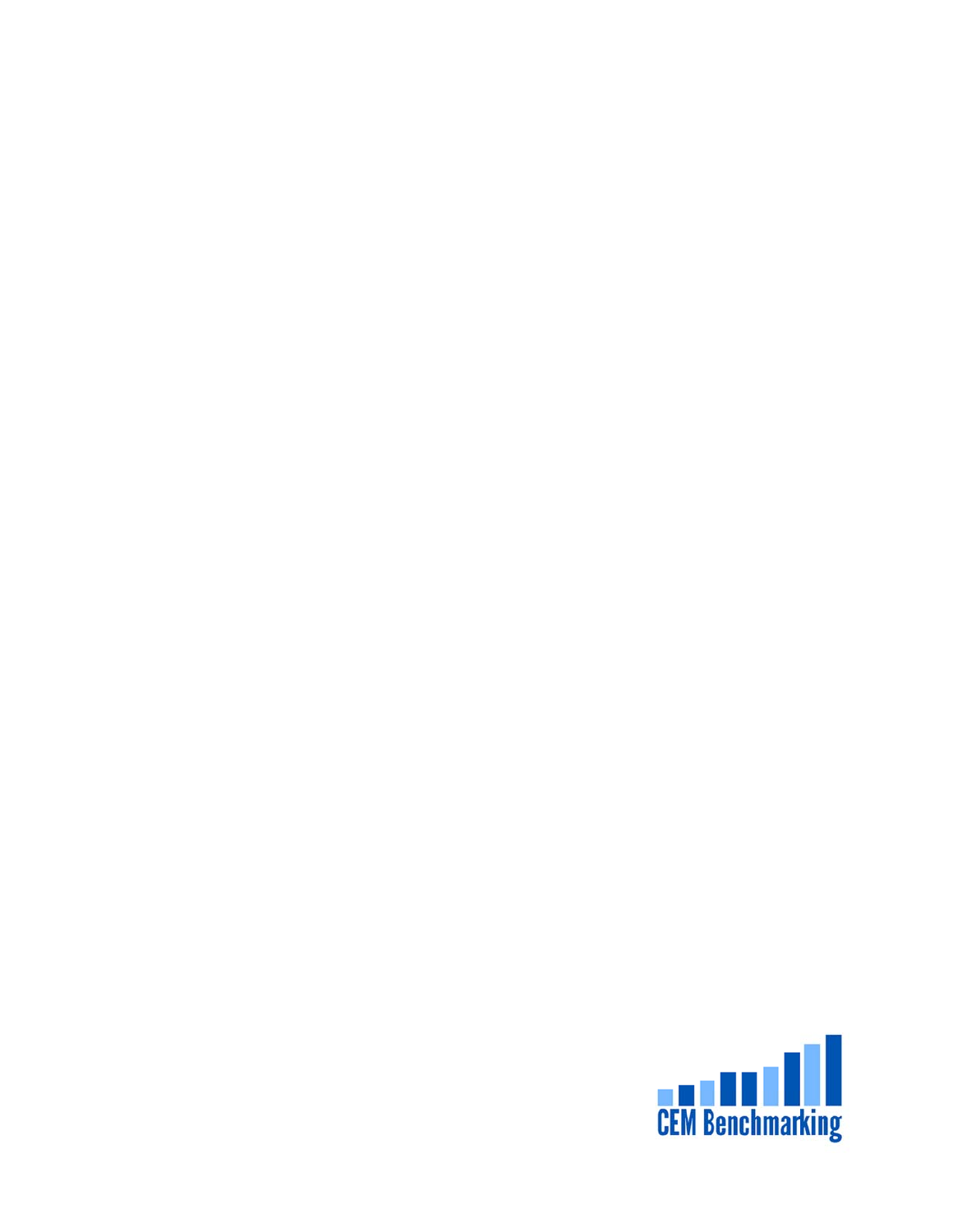CEM Benchmarking